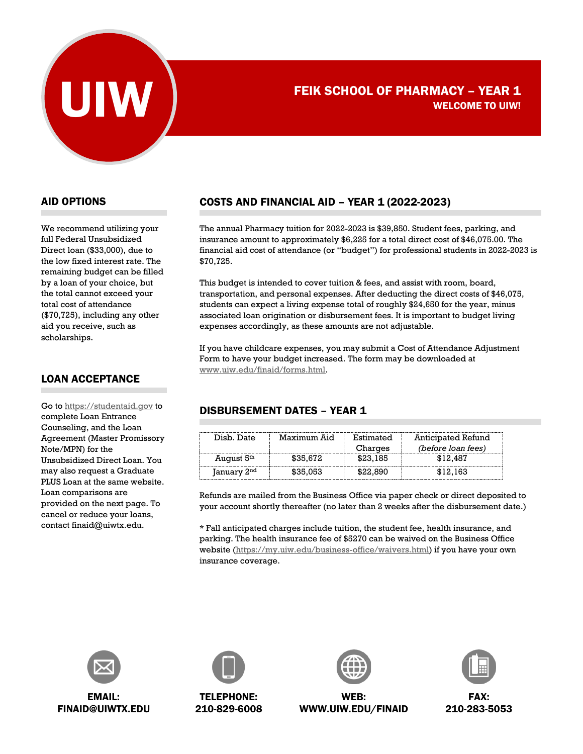# FEIK SCHOOL OF PHARMACY – YEAR 1

**WELCOME TO UIW!**

## COSTS AND FINANCIAL AID – YEAR 1 (2022-2023)

The annual Pharmacy tuition for 2022-2023 is $39,850. Student fees, parking, and insurance amount to approximately $6,225 for a total direct cost of $46,075.00. The financial aid cost of attendance (or "budget") for professional students in 2022-2023 is $70,725.

This budget is intended to cover tuition & fees, and assist with room, board, transportation, and personal expenses. After deducting the direct costs of $46,075, students can expect a living expense total of roughly $24,650 for the year, minus associated loan origination or disbursement fees. It is important to budget living expenses accordingly, as these amounts are not adjustable.

If you have childcare expenses, you may submit a Cost of Attendance Adjustment Form to have your budget increased. The form may be downloaded at www.uiw.edu/finaid/forms.html.

## AID OPTIONS

We recommend utilizing your full Federal Unsubsidized Direct loan ($33,000), due to the low fixed interest rate. The remaining budget can be filled by a loan of your choice, but the total cannot exceed your total cost of attendance ($70,725), including any other aid you receive, such as scholarships.

## LOAN ACCEPTANCE

Go to https://studentaid.gov to complete Loan Entrance Counseling, and the Loan Agreement (Master Promissory Note/MPN) for the Unsubsidized Direct Loan. You may also request a Graduate PLUS Loan at the same website. Loan comparisons are provided on the next page. To cancel or reduce your loans, contact finaid@uiwtx.edu.

## DISBURSEMENT DATES – YEAR 1

| Disb. Date | Maximum Aid | Estimated Charges | Anticipated Refund *(before loan fees)* |
|---|---|---|---|
| August 5th | $35,672 | $23,185 | $12,487 |
| January 2nd | $35,053 | $22,890 | $12,163 |

Refunds are mailed from the Business Office via paper check or direct deposited to your account shortly thereafter (no later than 2 weeks after the disbursement date.)

* Fall anticipated charges include tuition, the student fee, health insurance, and parking. The health insurance fee of $5270 can be waived on the Business Office website (https://my.uiw.edu/business-office/waivers.html) if you have your own insurance coverage.

**EMAIL:** FINAID@UIWTX.EDU

**TELEPHONE:** 210-829-6008

**WEB:** WWW.UIW.EDU/FINAID

**FAX:** 210-283-5053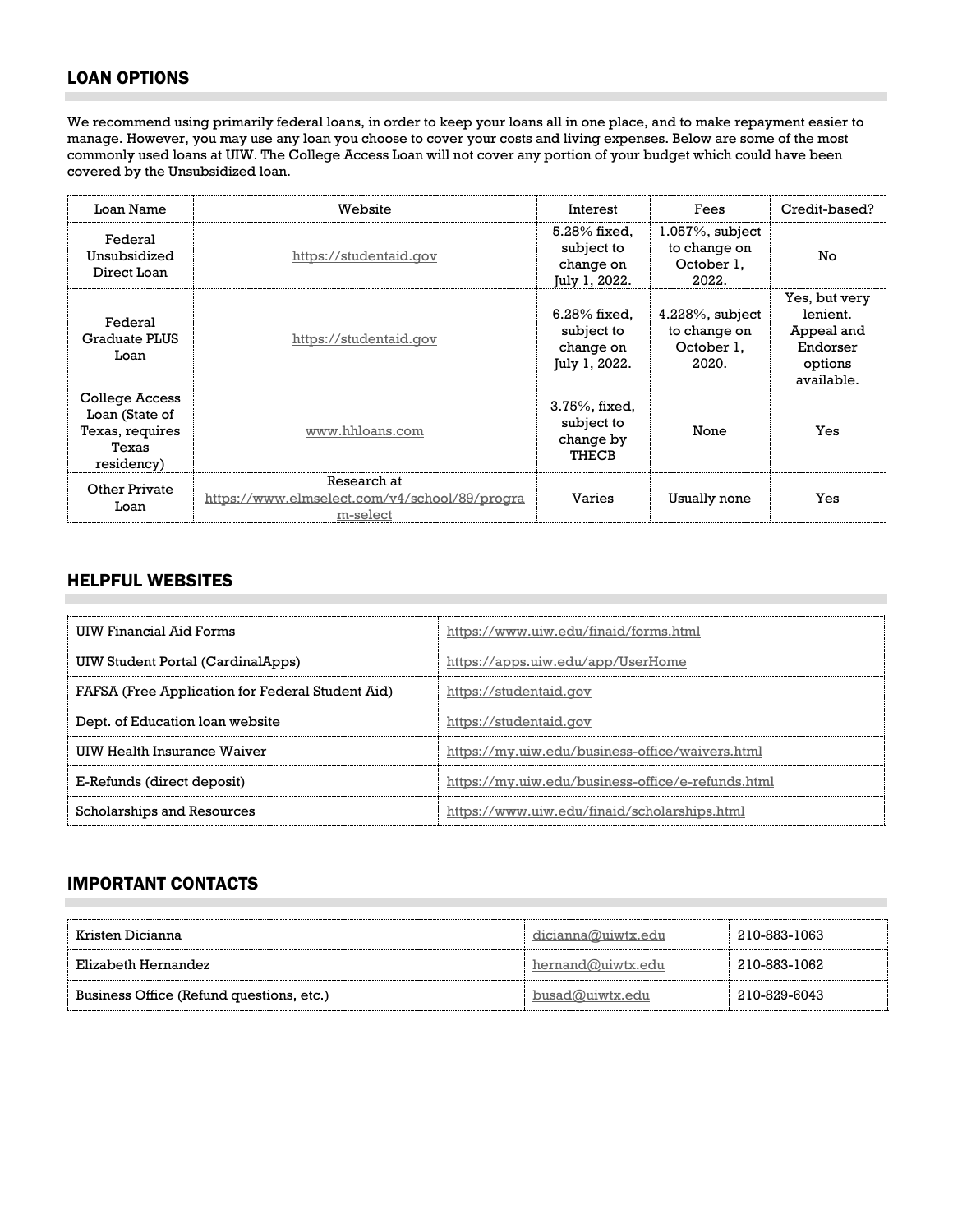## LOAN OPTIONS

We recommend using primarily federal loans, in order to keep your loans all in one place, and to make repayment easier to manage. However, you may use any loan you choose to cover your costs and living expenses. Below are some of the most commonly used loans at UIW. The College Access Loan will not cover any portion of your budget which could have been covered by the Unsubsidized loan.

| Loan Name | Website | Interest | Fees | Credit-based? |
|---|---|---|---|---|
| Federal Unsubsidized Direct Loan | https://studentaid.gov | 5.28% fixed, subject to change on July 1, 2022. | 1.057%, subject to change on October 1, 2022. | No |
| Federal Graduate PLUS Loan | https://studentaid.gov | 6.28% fixed, subject to change on July 1, 2022. | 4.228%, subject to change on October 1, 2020. | Yes, but very lenient. Appeal and Endorser options available. |
| College Access Loan (State of Texas, requires Texas residency) | www.hhloans.com | 3.75%, fixed, subject to change by THECB | None | Yes |
| Other Private Loan | Research at https://www.elmselect.com/v4/school/89/program-select | Varies | Usually none | Yes |

## HELPFUL WEBSITES

| | |
|---|---|
| UIW Financial Aid Forms | https://www.uiw.edu/finaid/forms.html |
| UIW Student Portal (CardinalApps) | https://apps.uiw.edu/app/UserHome |
| FAFSA (Free Application for Federal Student Aid) | https://studentaid.gov |
| Dept. of Education loan website | https://studentaid.gov |
| UIW Health Insurance Waiver | https://my.uiw.edu/business-office/waivers.html |
| E-Refunds (direct deposit) | https://my.uiw.edu/business-office/e-refunds.html |
| Scholarships and Resources | https://www.uiw.edu/finaid/scholarships.html |

## IMPORTANT CONTACTS

| | | |
|---|---|---|
| Kristen Dicianna | dicianna@uiwtx.edu | 210-883-1063 |
| Elizabeth Hernandez | hernand@uiwtx.edu | 210-883-1062 |
| Business Office (Refund questions, etc.) | busad@uiwtx.edu | 210-829-6043 |